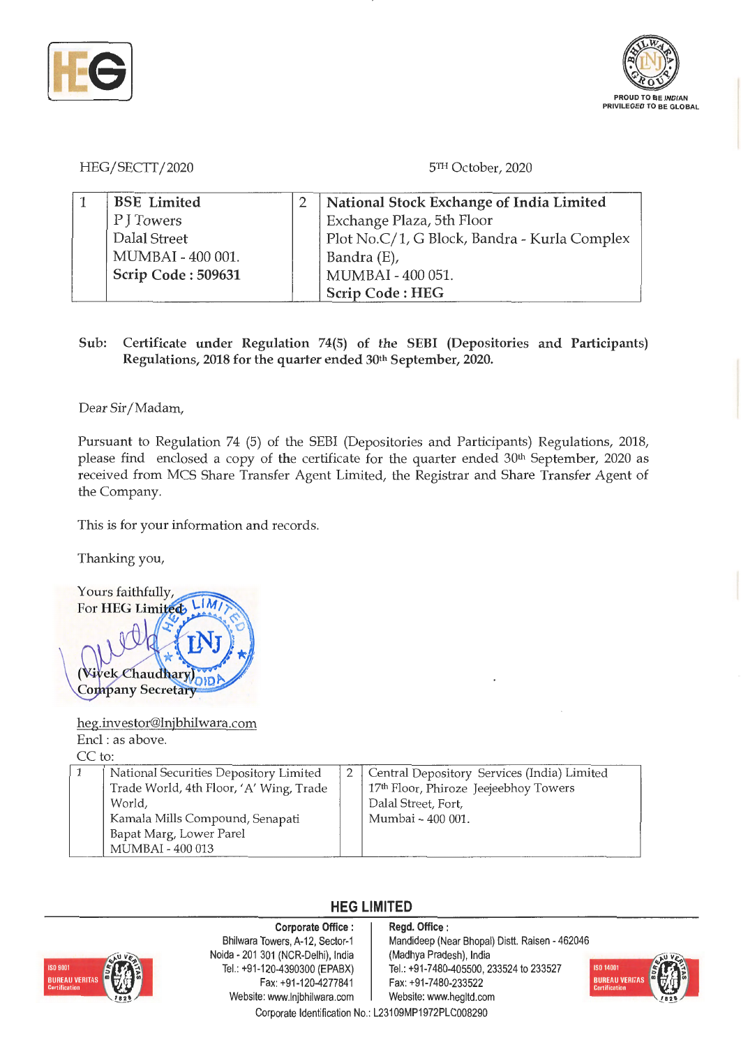HEG/SECTT/2020

5TH October, 2020

| 1 | **BSE Limited**<br>P J Towers<br>Dalal Street<br>MUMBAI - 400 001.<br>**Scrip Code : 509631** | 2 | **National Stock Exchange of India Limited**<br>Exchange Plaza, 5th Floor<br>Plot No.C/1, G Block, Bandra - Kurla Complex<br>Bandra (E),<br>MUMBAI - 400 051.<br>**Scrip Code : HEG** |
|---|---|---|---|

**Sub: Certificate under Regulation 74(5) of the SEBI (Depositories and Participants) Regulations, 2018 for the quarter ended 30th September, 2020.**

Dear Sir/Madam,

Pursuant to Regulation 74 (5) of the SEBI (Depositories and Participants) Regulations, 2018, please find enclosed a copy of the certificate for the quarter ended 30th September, 2020 as received from MCS Share Transfer Agent Limited, the Registrar and Share Transfer Agent of the Company.

This is for your information and records.

Thanking you,

Yours faithfully,
For **HEG Limited**

(Vivek Chaudhary)
Company Secretary

heg.investor@lnjbhilwara.com
Encl : as above.
CC to:

| 1 | National Securities Depository Limited<br>Trade World, 4th Floor, 'A' Wing, Trade World,<br>Kamala Mills Compound, Senapati Bapat Marg, Lower Parel<br>MUMBAI - 400 013 | 2 | Central Depository Services (India) Limited<br>17th Floor, Phiroze Jeejeebhoy Towers<br>Dalal Street, Fort,<br>Mumbai - 400 001. |
|---|---|---|---|

**HEG LIMITED**

**Corporate Office :** Bhilwara Towers, A-12, Sector-1, Noida - 201 301 (NCR-Delhi), India. Tel.: +91-120-4390300 (EPABX), Fax: +91-120-4277841, Website: www.lnjbhilwara.com

**Regd. Office :** Mandideep (Near Bhopal) Distt. Raisen - 462046 (Madhya Pradesh), India. Tel.: +91-7480-405500, 233524 to 233527, Fax: +91-7480-233522, Website: www.hegltd.com

Corporate Identification No.: L23109MP1972PLC008290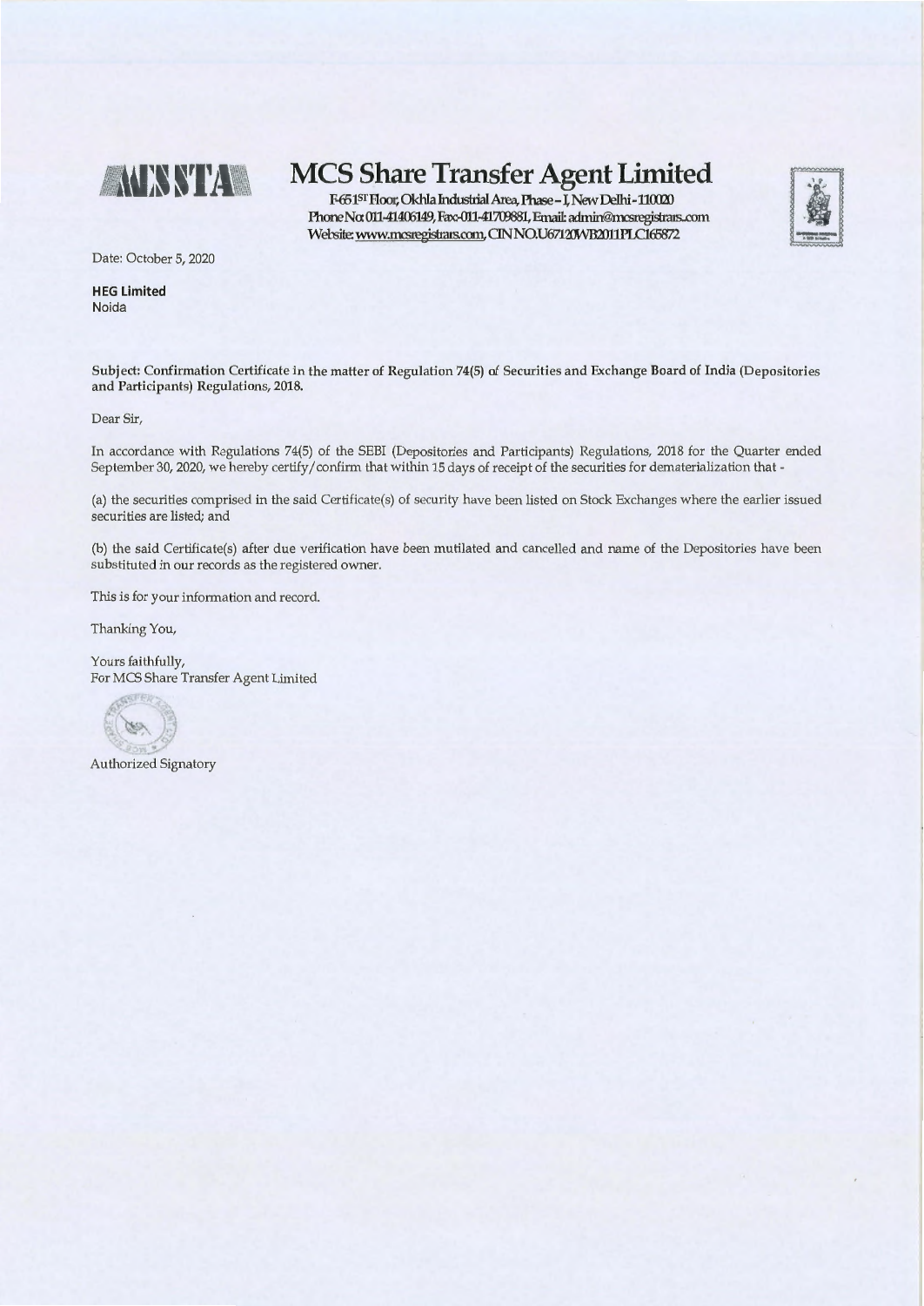# MCS Share Transfer Agent Limited

F-65 1ST Floor, Okhla Industrial Area, Phase – I, New Delhi - 110020
Phone No: 011-41406149, Fax-011-41709881, Email: admin@mcsregistrars.com
Website: www.mcsregistrars.com, CIN NO.U67120WB2011PLC165872

Date: October 5, 2020

**HEG Limited**
Noida

**Subject: Confirmation Certificate in the matter of Regulation 74(5) of Securities and Exchange Board of India (Depositories and Participants) Regulations, 2018.**

Dear Sir,

In accordance with Regulations 74(5) of the SEBI (Depositories and Participants) Regulations, 2018 for the Quarter ended September 30, 2020, we hereby certify/confirm that within 15 days of receipt of the securities for dematerialization that -

(a) the securities comprised in the said Certificate(s) of security have been listed on Stock Exchanges where the earlier issued securities are listed; and

(b) the said Certificate(s) after due verification have been mutilated and cancelled and name of the Depositories have been substituted in our records as the registered owner.

This is for your information and record.

Thanking You,

Yours faithfully,
For MCS Share Transfer Agent Limited

Authorized Signatory